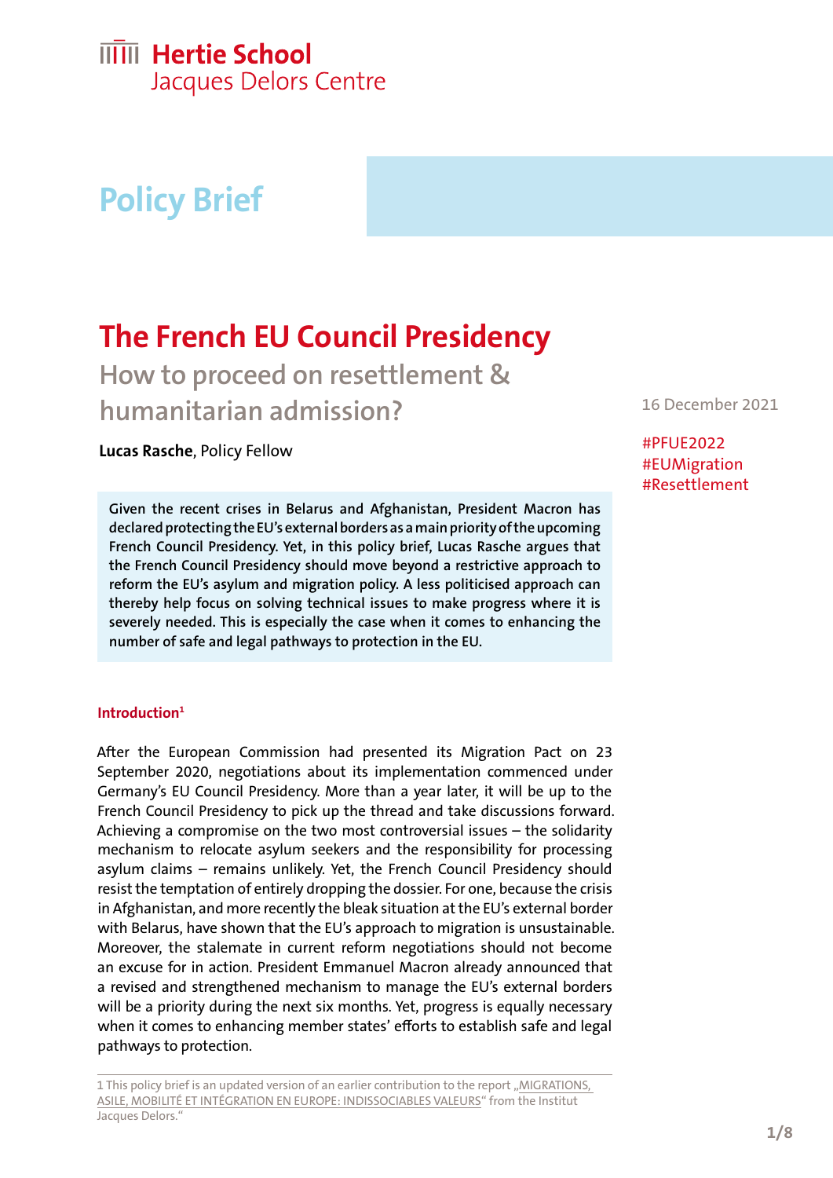Hertie School
Jacques Delors Centre

# Policy Brief

# The French EU Council Presidency

## How to proceed on resettlement & humanitarian admission?

**Lucas Rasche**, Policy Fellow

16 December 2021

#PFUE2022
#EUMigration
#Resettlement

**Given the recent crises in Belarus and Afghanistan, President Macron has declared protecting the EU's external borders as a main priority of the upcoming French Council Presidency. Yet, in this policy brief, Lucas Rasche argues that the French Council Presidency should move beyond a restrictive approach to reform the EU's asylum and migration policy. A less politicised approach can thereby help focus on solving technical issues to make progress where it is severely needed. This is especially the case when it comes to enhancing the number of safe and legal pathways to protection in the EU.**

### Introduction[1]

After the European Commission had presented its Migration Pact on 23 September 2020, negotiations about its implementation commenced under Germany's EU Council Presidency. More than a year later, it will be up to the French Council Presidency to pick up the thread and take discussions forward. Achieving a compromise on the two most controversial issues – the solidarity mechanism to relocate asylum seekers and the responsibility for processing asylum claims – remains unlikely. Yet, the French Council Presidency should resist the temptation of entirely dropping the dossier. For one, because the crisis in Afghanistan, and more recently the bleak situation at the EU's external border with Belarus, have shown that the EU's approach to migration is unsustainable. Moreover, the stalemate in current reform negotiations should not become an excuse for in action. President Emmanuel Macron already announced that a revised and strengthened mechanism to manage the EU's external borders will be a priority during the next six months. Yet, progress is equally necessary when it comes to enhancing member states' efforts to establish safe and legal pathways to protection.

[1] This policy brief is an updated version of an earlier contribution to the report „MIGRATIONS, ASILE, MOBILITÉ ET INTÉGRATION EN EUROPE: INDISSOCIABLES VALEURS" from the Institut Jacques Delors."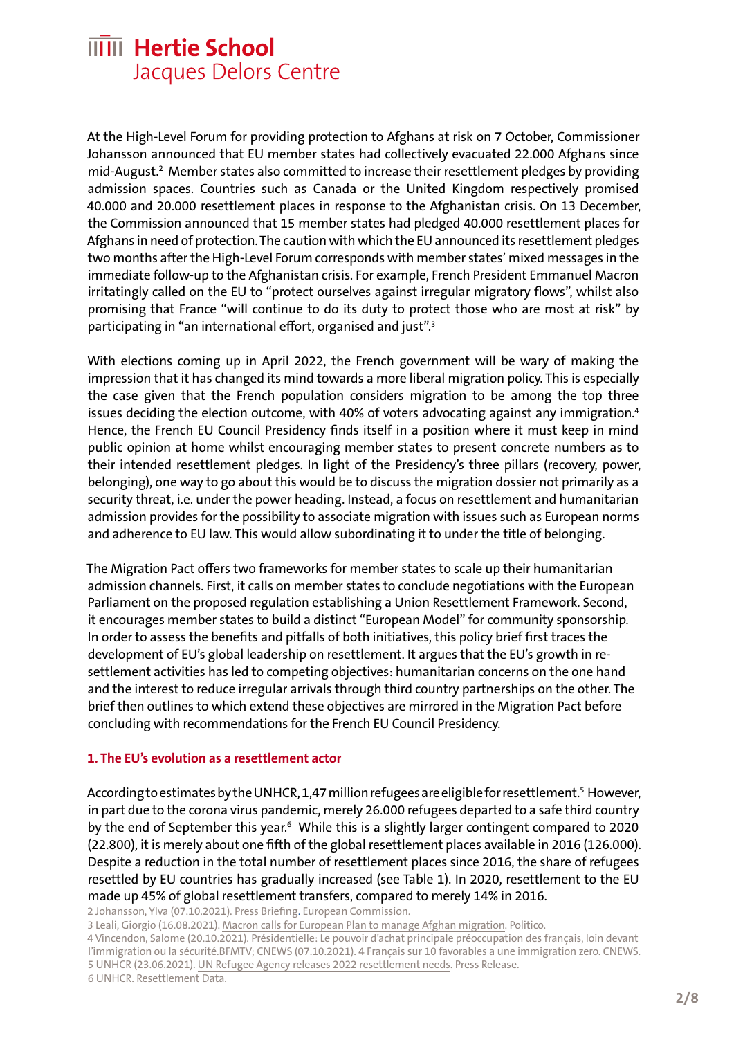At the High-Level Forum for providing protection to Afghans at risk on 7 October, Commissioner Johansson announced that EU member states had collectively evacuated 22.000 Afghans since mid-August.[2] Member states also committed to increase their resettlement pledges by providing admission spaces. Countries such as Canada or the United Kingdom respectively promised 40.000 and 20.000 resettlement places in response to the Afghanistan crisis. On 13 December, the Commission announced that 15 member states had pledged 40.000 resettlement places for Afghans in need of protection. The caution with which the EU announced its resettlement pledges two months after the High-Level Forum corresponds with member states' mixed messages in the immediate follow-up to the Afghanistan crisis. For example, French President Emmanuel Macron irritatingly called on the EU to "protect ourselves against irregular migratory flows", whilst also promising that France "will continue to do its duty to protect those who are most at risk" by participating in "an international effort, organised and just".[3]

With elections coming up in April 2022, the French government will be wary of making the impression that it has changed its mind towards a more liberal migration policy. This is especially the case given that the French population considers migration to be among the top three issues deciding the election outcome, with 40% of voters advocating against any immigration.[4] Hence, the French EU Council Presidency finds itself in a position where it must keep in mind public opinion at home whilst encouraging member states to present concrete numbers as to their intended resettlement pledges. In light of the Presidency's three pillars (recovery, power, belonging), one way to go about this would be to discuss the migration dossier not primarily as a security threat, i.e. under the power heading. Instead, a focus on resettlement and humanitarian admission provides for the possibility to associate migration with issues such as European norms and adherence to EU law. This would allow subordinating it to under the title of belonging.

The Migration Pact offers two frameworks for member states to scale up their humanitarian admission channels. First, it calls on member states to conclude negotiations with the European Parliament on the proposed regulation establishing a Union Resettlement Framework. Second, it encourages member states to build a distinct "European Model" for community sponsorship. In order to assess the benefits and pitfalls of both initiatives, this policy brief first traces the development of EU's global leadership on resettlement. It argues that the EU's growth in re-settlement activities has led to competing objectives: humanitarian concerns on the one hand and the interest to reduce irregular arrivals through third country partnerships on the other. The brief then outlines to which extend these objectives are mirrored in the Migration Pact before concluding with recommendations for the French EU Council Presidency.

## 1. The EU's evolution as a resettlement actor

According to estimates by the UNHCR, 1,47 million refugees are eligible for resettlement.[5] However, in part due to the corona virus pandemic, merely 26.000 refugees departed to a safe third country by the end of September this year.[6] While this is a slightly larger contingent compared to 2020 (22.800), it is merely about one fifth of the global resettlement places available in 2016 (126.000). Despite a reduction in the total number of resettlement places since 2016, the share of refugees resettled by EU countries has gradually increased (see Table 1). In 2020, resettlement to the EU made up 45% of global resettlement transfers, compared to merely 14% in 2016.

2 Johansson, Ylva (07.10.2021). Press Briefing. European Commission.
3 Leali, Giorgio (16.08.2021). Macron calls for European Plan to manage Afghan migration. Politico.
4 Vincendon, Salome (20.10.2021). Présidentielle: Le pouvoir d'achat principale préoccupation des français, loin devant l'immigration ou la sécurité.BFMTV; CNEWS (07.10.2021). 4 Français sur 10 favorables a une immigration zero. CNEWS.
5 UNHCR (23.06.2021). UN Refugee Agency releases 2022 resettlement needs. Press Release.
6 UNHCR. Resettlement Data.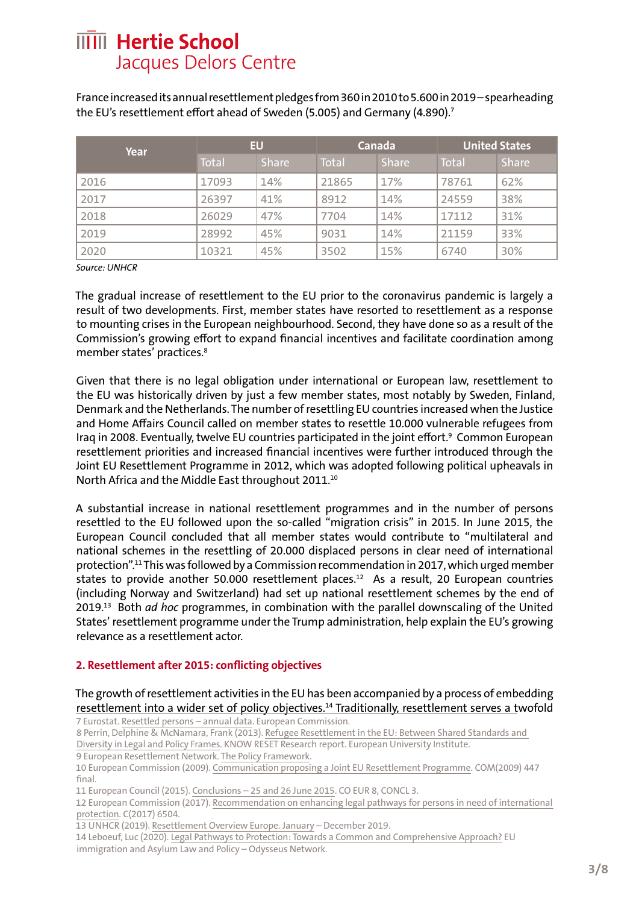France increased its annual resettlement pledges from 360 in 2010 to 5.600 in 2019 – spearheading the EU's resettlement effort ahead of Sweden (5.005) and Germany (4.890).[7]

| Year | EU | | Canada | | United States | |
|---|---|---|---|---|---|---|
| | Total | Share | Total | Share | Total | Share |
| 2016 | 17093 | 14% | 21865 | 17% | 78761 | 62% |
| 2017 | 26397 | 41% | 8912 | 14% | 24559 | 38% |
| 2018 | 26029 | 47% | 7704 | 14% | 17112 | 31% |
| 2019 | 28992 | 45% | 9031 | 14% | 21159 | 33% |
| 2020 | 10321 | 45% | 3502 | 15% | 6740 | 30% |

*Source: UNHCR*

The gradual increase of resettlement to the EU prior to the coronavirus pandemic is largely a result of two developments. First, member states have resorted to resettlement as a response to mounting crises in the European neighbourhood. Second, they have done so as a result of the Commission's growing effort to expand financial incentives and facilitate coordination among member states' practices.[8]

Given that there is no legal obligation under international or European law, resettlement to the EU was historically driven by just a few member states, most notably by Sweden, Finland, Denmark and the Netherlands. The number of resettling EU countries increased when the Justice and Home Affairs Council called on member states to resettle 10.000 vulnerable refugees from Iraq in 2008. Eventually, twelve EU countries participated in the joint effort.[9] Common European resettlement priorities and increased financial incentives were further introduced through the Joint EU Resettlement Programme in 2012, which was adopted following political upheavals in North Africa and the Middle East throughout 2011.[10]

A substantial increase in national resettlement programmes and in the number of persons resettled to the EU followed upon the so-called "migration crisis" in 2015. In June 2015, the European Council concluded that all member states would contribute to "multilateral and national schemes in the resettling of 20.000 displaced persons in clear need of international protection".[11] This was followed by a Commission recommendation in 2017, which urged member states to provide another 50.000 resettlement places.[12] As a result, 20 European countries (including Norway and Switzerland) had set up national resettlement schemes by the end of 2019.[13] Both *ad hoc* programmes, in combination with the parallel downscaling of the United States' resettlement programme under the Trump administration, help explain the EU's growing relevance as a resettlement actor.

## 2. Resettlement after 2015: conflicting objectives

The growth of resettlement activities in the EU has been accompanied by a process of embedding resettlement into a wider set of policy objectives.[14] Traditionally, resettlement serves a twofold

7 Eurostat. Resettled persons – annual data. European Commission.
8 Perrin, Delphine & McNamara, Frank (2013). Refugee Resettlement in the EU: Between Shared Standards and Diversity in Legal and Policy Frames. KNOW RESET Research report. European University Institute.
9 European Resettlement Network. The Policy Framework.
10 European Commission (2009). Communication proposing a Joint EU Resettlement Programme. COM(2009) 447 final.
11 European Council (2015). Conclusions – 25 and 26 June 2015. CO EUR 8, CONCL 3.
12 European Commission (2017). Recommendation on enhancing legal pathways for persons in need of international protection. C(2017) 6504.
13 UNHCR (2019). Resettlement Overview Europe. January – December 2019.
14 Leboeuf, Luc (2020). Legal Pathways to Protection: Towards a Common and Comprehensive Approach? EU immigration and Asylum Law and Policy – Odysseus Network.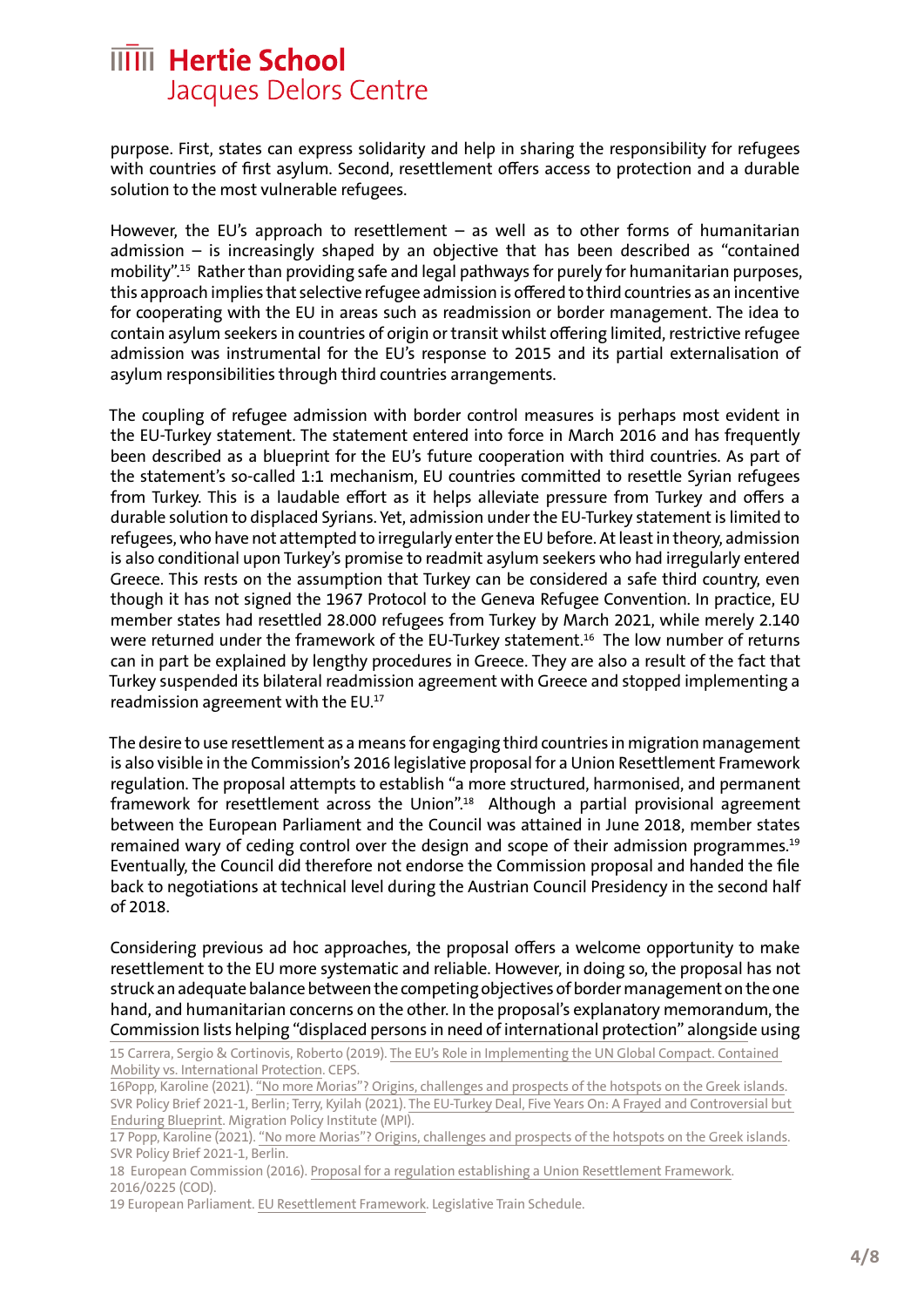purpose. First, states can express solidarity and help in sharing the responsibility for refugees with countries of first asylum. Second, resettlement offers access to protection and a durable solution to the most vulnerable refugees.

However, the EU's approach to resettlement – as well as to other forms of humanitarian admission – is increasingly shaped by an objective that has been described as "contained mobility".[15] Rather than providing safe and legal pathways for purely for humanitarian purposes, this approach implies that selective refugee admission is offered to third countries as an incentive for cooperating with the EU in areas such as readmission or border management. The idea to contain asylum seekers in countries of origin or transit whilst offering limited, restrictive refugee admission was instrumental for the EU's response to 2015 and its partial externalisation of asylum responsibilities through third countries arrangements.

The coupling of refugee admission with border control measures is perhaps most evident in the EU-Turkey statement. The statement entered into force in March 2016 and has frequently been described as a blueprint for the EU's future cooperation with third countries. As part of the statement's so-called 1:1 mechanism, EU countries committed to resettle Syrian refugees from Turkey. This is a laudable effort as it helps alleviate pressure from Turkey and offers a durable solution to displaced Syrians. Yet, admission under the EU-Turkey statement is limited to refugees, who have not attempted to irregularly enter the EU before. At least in theory, admission is also conditional upon Turkey's promise to readmit asylum seekers who had irregularly entered Greece. This rests on the assumption that Turkey can be considered a safe third country, even though it has not signed the 1967 Protocol to the Geneva Refugee Convention. In practice, EU member states had resettled 28.000 refugees from Turkey by March 2021, while merely 2.140 were returned under the framework of the EU-Turkey statement.[16] The low number of returns can in part be explained by lengthy procedures in Greece. They are also a result of the fact that Turkey suspended its bilateral readmission agreement with Greece and stopped implementing a readmission agreement with the EU.[17]

The desire to use resettlement as a means for engaging third countries in migration management is also visible in the Commission's 2016 legislative proposal for a Union Resettlement Framework regulation. The proposal attempts to establish "a more structured, harmonised, and permanent framework for resettlement across the Union".[18] Although a partial provisional agreement between the European Parliament and the Council was attained in June 2018, member states remained wary of ceding control over the design and scope of their admission programmes.[19] Eventually, the Council did therefore not endorse the Commission proposal and handed the file back to negotiations at technical level during the Austrian Council Presidency in the second half of 2018.

Considering previous ad hoc approaches, the proposal offers a welcome opportunity to make resettlement to the EU more systematic and reliable. However, in doing so, the proposal has not struck an adequate balance between the competing objectives of border management on the one hand, and humanitarian concerns on the other. In the proposal's explanatory memorandum, the Commission lists helping "displaced persons in need of international protection" alongside using

---

15 Carrera, Sergio & Cortinovis, Roberto (2019). The EU's Role in Implementing the UN Global Compact. Contained Mobility vs. International Protection. CEPS.

16 Popp, Karoline (2021). "No more Morias"? Origins, challenges and prospects of the hotspots on the Greek islands. SVR Policy Brief 2021-1, Berlin; Terry, Kyilah (2021). The EU-Turkey Deal, Five Years On: A Frayed and Controversial but Enduring Blueprint. Migration Policy Institute (MPI).

17 Popp, Karoline (2021). "No more Morias"? Origins, challenges and prospects of the hotspots on the Greek islands. SVR Policy Brief 2021-1, Berlin.

18 European Commission (2016). Proposal for a regulation establishing a Union Resettlement Framework. 2016/0225 (COD).

19 European Parliament. EU Resettlement Framework. Legislative Train Schedule.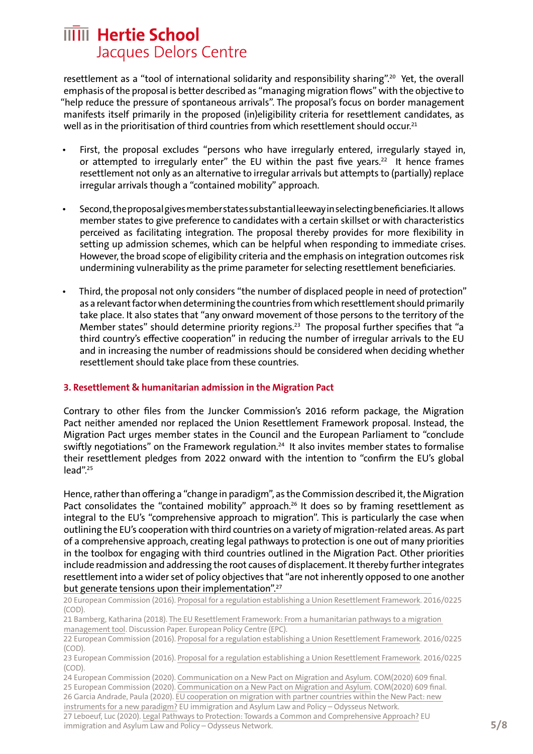resettlement as a "tool of international solidarity and responsibility sharing".[20] Yet, the overall emphasis of the proposal is better described as "managing migration flows" with the objective to "help reduce the pressure of spontaneous arrivals". The proposal's focus on border management manifests itself primarily in the proposed (in)eligibility criteria for resettlement candidates, as well as in the prioritisation of third countries from which resettlement should occur.[21]

- First, the proposal excludes "persons who have irregularly entered, irregularly stayed in, or attempted to irregularly enter" the EU within the past five years.[22] It hence frames resettlement not only as an alternative to irregular arrivals but attempts to (partially) replace irregular arrivals though a "contained mobility" approach.

- Second, the proposal gives member states substantial leeway in selecting beneficiaries. It allows member states to give preference to candidates with a certain skillset or with characteristics perceived as facilitating integration. The proposal thereby provides for more flexibility in setting up admission schemes, which can be helpful when responding to immediate crises. However, the broad scope of eligibility criteria and the emphasis on integration outcomes risk undermining vulnerability as the prime parameter for selecting resettlement beneficiaries.

- Third, the proposal not only considers "the number of displaced people in need of protection" as a relevant factor when determining the countries from which resettlement should primarily take place. It also states that "any onward movement of those persons to the territory of the Member states" should determine priority regions.[23] The proposal further specifies that "a third country's effective cooperation" in reducing the number of irregular arrivals to the EU and in increasing the number of readmissions should be considered when deciding whether resettlement should take place from these countries.

### 3. Resettlement & humanitarian admission in the Migration Pact

Contrary to other files from the Juncker Commission's 2016 reform package, the Migration Pact neither amended nor replaced the Union Resettlement Framework proposal. Instead, the Migration Pact urges member states in the Council and the European Parliament to "conclude swiftly negotiations" on the Framework regulation.[24] It also invites member states to formalise their resettlement pledges from 2022 onward with the intention to "confirm the EU's global lead".[25]

Hence, rather than offering a "change in paradigm", as the Commission described it, the Migration Pact consolidates the "contained mobility" approach.[26] It does so by framing resettlement as integral to the EU's "comprehensive approach to migration". This is particularly the case when outlining the EU's cooperation with third countries on a variety of migration-related areas. As part of a comprehensive approach, creating legal pathways to protection is one out of many priorities in the toolbox for engaging with third countries outlined in the Migration Pact. Other priorities include readmission and addressing the root causes of displacement. It thereby further integrates resettlement into a wider set of policy objectives that "are not inherently opposed to one another but generate tensions upon their implementation".[27]

---

20 European Commission (2016). Proposal for a regulation establishing a Union Resettlement Framework. 2016/0225 (COD).

21 Bamberg, Katharina (2018). The EU Resettlement Framework: From a humanitarian pathways to a migration management tool. Discussion Paper. European Policy Centre (EPC).

22 European Commission (2016). Proposal for a regulation establishing a Union Resettlement Framework. 2016/0225 (COD).

23 European Commission (2016). Proposal for a regulation establishing a Union Resettlement Framework. 2016/0225 (COD).

24 European Commission (2020). Communication on a New Pact on Migration and Asylum. COM(2020) 609 final.

25 European Commission (2020). Communication on a New Pact on Migration and Asylum. COM(2020) 609 final.

26 Garcia Andrade, Paula (2020). EU cooperation on migration with partner countries within the New Pact: new instruments for a new paradigm? EU immigration and Asylum Law and Policy – Odysseus Network.

27 Leboeuf, Luc (2020). Legal Pathways to Protection: Towards a Common and Comprehensive Approach? EU immigration and Asylum Law and Policy – Odysseus Network.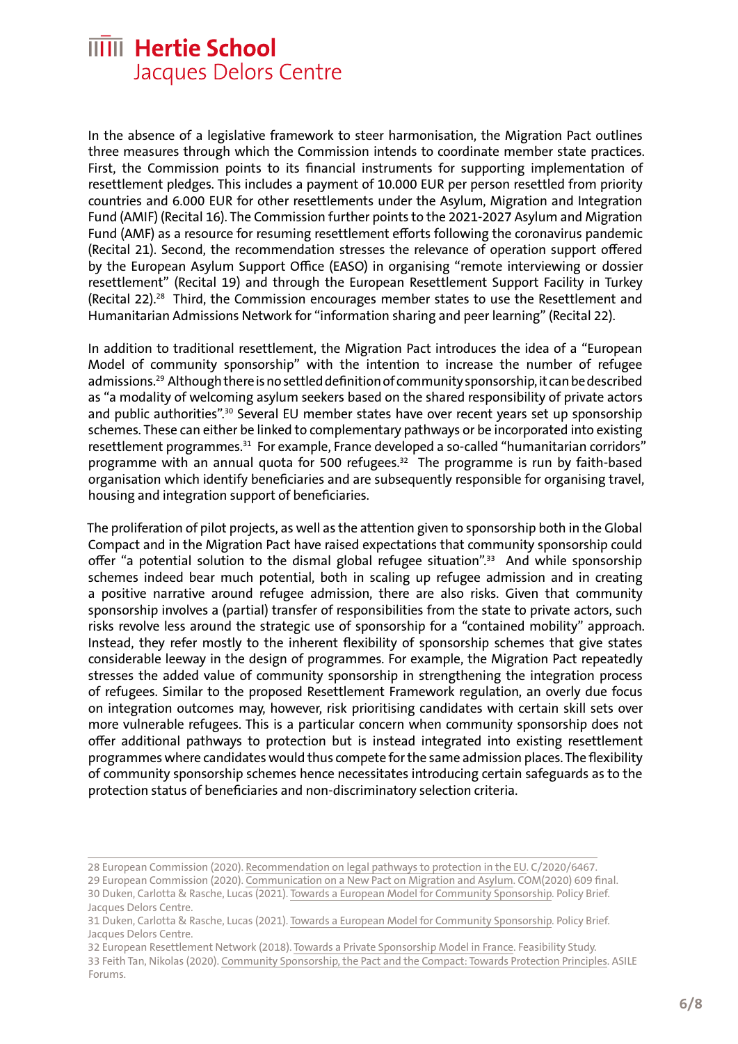In the absence of a legislative framework to steer harmonisation, the Migration Pact outlines three measures through which the Commission intends to coordinate member state practices. First, the Commission points to its financial instruments for supporting implementation of resettlement pledges. This includes a payment of 10.000 EUR per person resettled from priority countries and 6.000 EUR for other resettlements under the Asylum, Migration and Integration Fund (AMIF) (Recital 16). The Commission further points to the 2021-2027 Asylum and Migration Fund (AMF) as a resource for resuming resettlement efforts following the coronavirus pandemic (Recital 21). Second, the recommendation stresses the relevance of operation support offered by the European Asylum Support Office (EASO) in organising "remote interviewing or dossier resettlement" (Recital 19) and through the European Resettlement Support Facility in Turkey (Recital 22).[28] Third, the Commission encourages member states to use the Resettlement and Humanitarian Admissions Network for "information sharing and peer learning" (Recital 22).

In addition to traditional resettlement, the Migration Pact introduces the idea of a "European Model of community sponsorship" with the intention to increase the number of refugee admissions.[29] Although there is no settled definition of community sponsorship, it can be described as "a modality of welcoming asylum seekers based on the shared responsibility of private actors and public authorities".[30] Several EU member states have over recent years set up sponsorship schemes. These can either be linked to complementary pathways or be incorporated into existing resettlement programmes.[31] For example, France developed a so-called "humanitarian corridors" programme with an annual quota for 500 refugees.[32] The programme is run by faith-based organisation which identify beneficiaries and are subsequently responsible for organising travel, housing and integration support of beneficiaries.

The proliferation of pilot projects, as well as the attention given to sponsorship both in the Global Compact and in the Migration Pact have raised expectations that community sponsorship could offer "a potential solution to the dismal global refugee situation".[33] And while sponsorship schemes indeed bear much potential, both in scaling up refugee admission and in creating a positive narrative around refugee admission, there are also risks. Given that community sponsorship involves a (partial) transfer of responsibilities from the state to private actors, such risks revolve less around the strategic use of sponsorship for a "contained mobility" approach. Instead, they refer mostly to the inherent flexibility of sponsorship schemes that give states considerable leeway in the design of programmes. For example, the Migration Pact repeatedly stresses the added value of community sponsorship in strengthening the integration process of refugees. Similar to the proposed Resettlement Framework regulation, an overly due focus on integration outcomes may, however, risk prioritising candidates with certain skill sets over more vulnerable refugees. This is a particular concern when community sponsorship does not offer additional pathways to protection but is instead integrated into existing resettlement programmes where candidates would thus compete for the same admission places. The flexibility of community sponsorship schemes hence necessitates introducing certain safeguards as to the protection status of beneficiaries and non-discriminatory selection criteria.

---

28 European Commission (2020). Recommendation on legal pathways to protection in the EU. C/2020/6467.
29 European Commission (2020). Communication on a New Pact on Migration and Asylum. COM(2020) 609 final.
30 Duken, Carlotta & Rasche, Lucas (2021). Towards a European Model for Community Sponsorship. Policy Brief. Jacques Delors Centre.
31 Duken, Carlotta & Rasche, Lucas (2021). Towards a European Model for Community Sponsorship. Policy Brief. Jacques Delors Centre.
32 European Resettlement Network (2018). Towards a Private Sponsorship Model in France. Feasibility Study.
33 Feith Tan, Nikolas (2020). Community Sponsorship, the Pact and the Compact: Towards Protection Principles. ASILE Forums.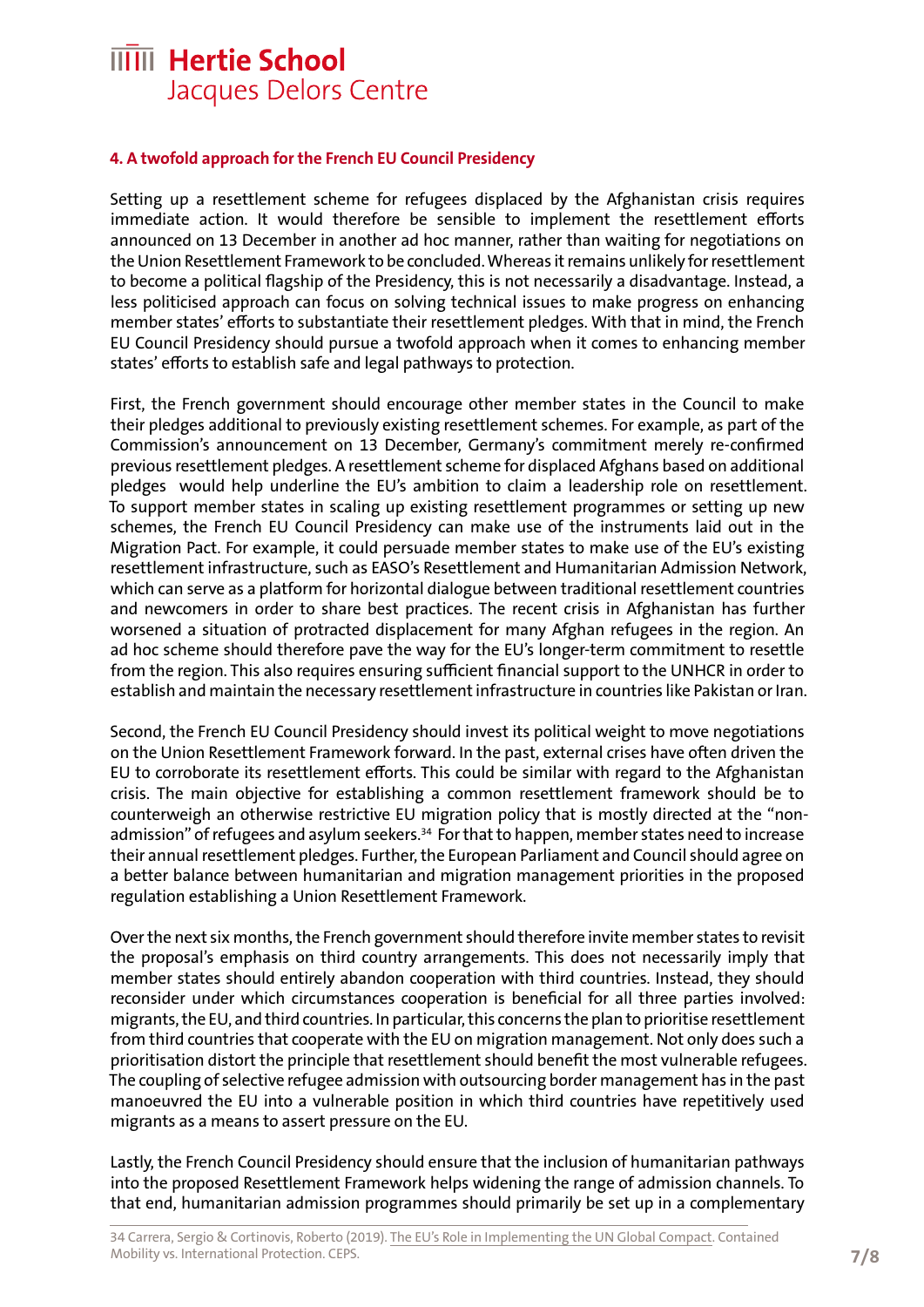## 4. A twofold approach for the French EU Council Presidency

Setting up a resettlement scheme for refugees displaced by the Afghanistan crisis requires immediate action. It would therefore be sensible to implement the resettlement efforts announced on 13 December in another ad hoc manner, rather than waiting for negotiations on the Union Resettlement Framework to be concluded. Whereas it remains unlikely for resettlement to become a political flagship of the Presidency, this is not necessarily a disadvantage. Instead, a less politicised approach can focus on solving technical issues to make progress on enhancing member states' efforts to substantiate their resettlement pledges. With that in mind, the French EU Council Presidency should pursue a twofold approach when it comes to enhancing member states' efforts to establish safe and legal pathways to protection.

First, the French government should encourage other member states in the Council to make their pledges additional to previously existing resettlement schemes. For example, as part of the Commission's announcement on 13 December, Germany's commitment merely re-confirmed previous resettlement pledges. A resettlement scheme for displaced Afghans based on additional pledges would help underline the EU's ambition to claim a leadership role on resettlement. To support member states in scaling up existing resettlement programmes or setting up new schemes, the French EU Council Presidency can make use of the instruments laid out in the Migration Pact. For example, it could persuade member states to make use of the EU's existing resettlement infrastructure, such as EASO's Resettlement and Humanitarian Admission Network, which can serve as a platform for horizontal dialogue between traditional resettlement countries and newcomers in order to share best practices. The recent crisis in Afghanistan has further worsened a situation of protracted displacement for many Afghan refugees in the region. An ad hoc scheme should therefore pave the way for the EU's longer-term commitment to resettle from the region. This also requires ensuring sufficient financial support to the UNHCR in order to establish and maintain the necessary resettlement infrastructure in countries like Pakistan or Iran.

Second, the French EU Council Presidency should invest its political weight to move negotiations on the Union Resettlement Framework forward. In the past, external crises have often driven the EU to corroborate its resettlement efforts. This could be similar with regard to the Afghanistan crisis. The main objective for establishing a common resettlement framework should be to counterweigh an otherwise restrictive EU migration policy that is mostly directed at the "non-admission" of refugees and asylum seekers.[34] For that to happen, member states need to increase their annual resettlement pledges. Further, the European Parliament and Council should agree on a better balance between humanitarian and migration management priorities in the proposed regulation establishing a Union Resettlement Framework.

Over the next six months, the French government should therefore invite member states to revisit the proposal's emphasis on third country arrangements. This does not necessarily imply that member states should entirely abandon cooperation with third countries. Instead, they should reconsider under which circumstances cooperation is beneficial for all three parties involved: migrants, the EU, and third countries. In particular, this concerns the plan to prioritise resettlement from third countries that cooperate with the EU on migration management. Not only does such a prioritisation distort the principle that resettlement should benefit the most vulnerable refugees. The coupling of selective refugee admission with outsourcing border management has in the past manoeuvred the EU into a vulnerable position in which third countries have repetitively used migrants as a means to assert pressure on the EU.

Lastly, the French Council Presidency should ensure that the inclusion of humanitarian pathways into the proposed Resettlement Framework helps widening the range of admission channels. To that end, humanitarian admission programmes should primarily be set up in a complementary

---

34 Carrera, Sergio & Cortinovis, Roberto (2019). The EU's Role in Implementing the UN Global Compact. Contained Mobility vs. International Protection. CEPS.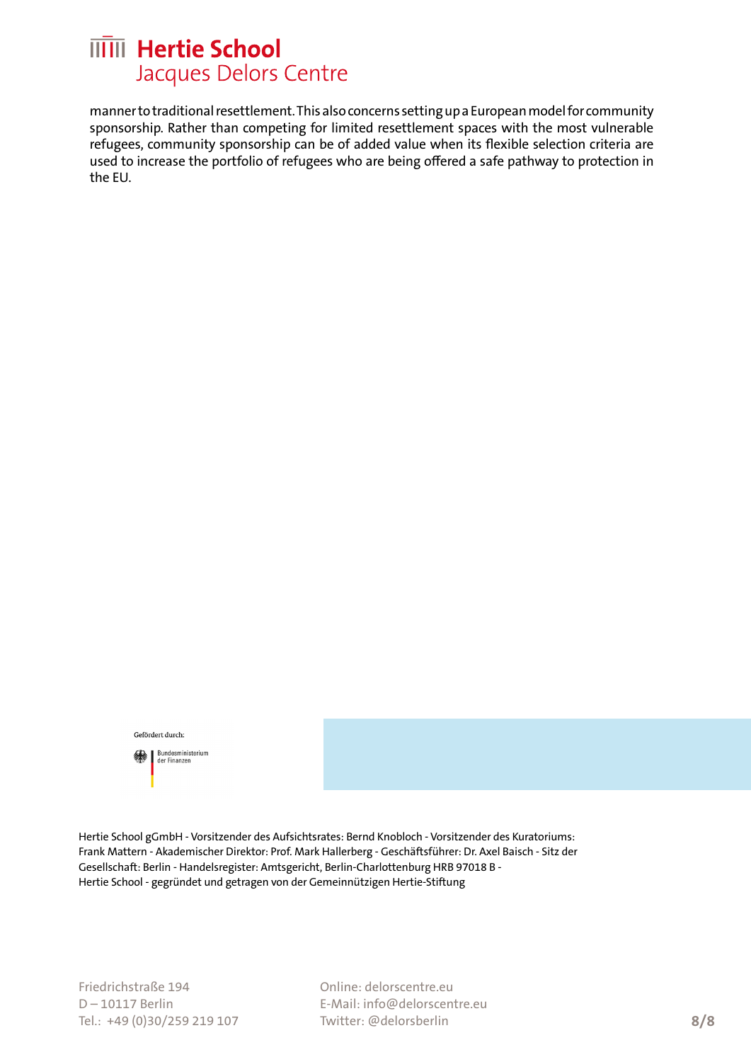manner to traditional resettlement. This also concerns setting up a European model for community sponsorship. Rather than competing for limited resettlement spaces with the most vulnerable refugees, community sponsorship can be of added value when its flexible selection criteria are used to increase the portfolio of refugees who are being offered a safe pathway to protection in the EU.

Gefördert durch:

Bundesministerium der Finanzen

Hertie School gGmbH - Vorsitzender des Aufsichtsrates: Bernd Knobloch - Vorsitzender des Kuratoriums: Frank Mattern - Akademischer Direktor: Prof. Mark Hallerberg - Geschäftsführer: Dr. Axel Baisch - Sitz der Gesellschaft: Berlin - Handelsregister: Amtsgericht, Berlin-Charlottenburg HRB 97018 B - Hertie School - gegründet und getragen von der Gemeinnützigen Hertie-Stiftung

Friedrichstraße 194
D – 10117 Berlin
Tel.: +49 (0)30/259 219 107

Online: delorscentre.eu
E-Mail: info@delorscentre.eu
Twitter: @delorsberlin